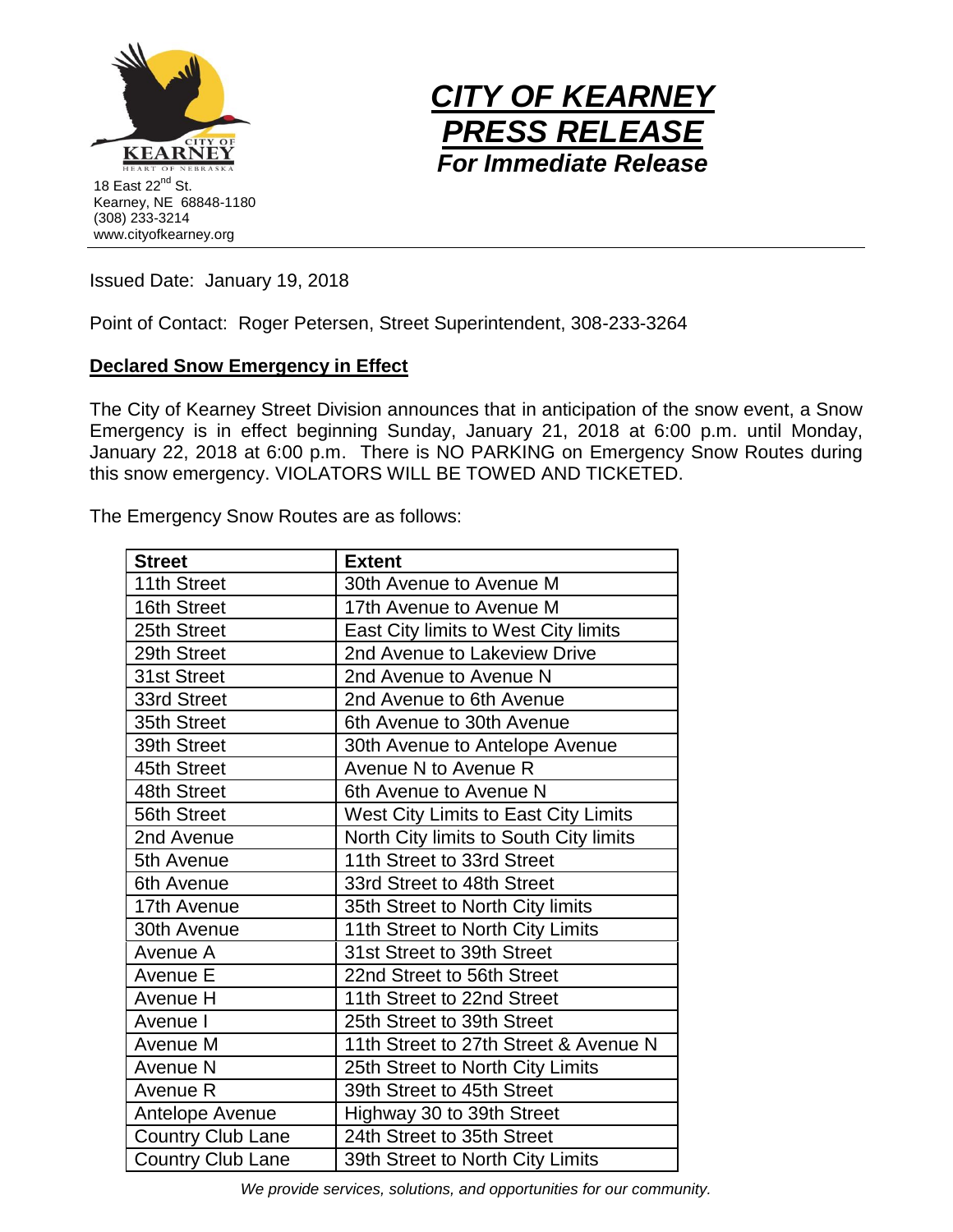18 East 22nd St.
Kearney, NE 68848-1180
(308) 233-3214
www.cityofkearney.org

# *CITY OF KEARNEY PRESS RELEASE*

***For Immediate Release***

Issued Date: January 19, 2018

Point of Contact: Roger Petersen, Street Superintendent, 308-233-3264

## Declared Snow Emergency in Effect

The City of Kearney Street Division announces that in anticipation of the snow event, a Snow Emergency is in effect beginning Sunday, January 21, 2018 at 6:00 p.m. until Monday, January 22, 2018 at 6:00 p.m. There is NO PARKING on Emergency Snow Routes during this snow emergency. VIOLATORS WILL BE TOWED AND TICKETED.

The Emergency Snow Routes are as follows:

| Street | Extent |
|---|---|
| 11th Street | 30th Avenue to Avenue M |
| 16th Street | 17th Avenue to Avenue M |
| 25th Street | East City limits to West City limits |
| 29th Street | 2nd Avenue to Lakeview Drive |
| 31st Street | 2nd Avenue to Avenue N |
| 33rd Street | 2nd Avenue to 6th Avenue |
| 35th Street | 6th Avenue to 30th Avenue |
| 39th Street | 30th Avenue to Antelope Avenue |
| 45th Street | Avenue N to Avenue R |
| 48th Street | 6th Avenue to Avenue N |
| 56th Street | West City Limits to East City Limits |
| 2nd Avenue | North City limits to South City limits |
| 5th Avenue | 11th Street to 33rd Street |
| 6th Avenue | 33rd Street to 48th Street |
| 17th Avenue | 35th Street to North City limits |
| 30th Avenue | 11th Street to North City Limits |
| Avenue A | 31st Street to 39th Street |
| Avenue E | 22nd Street to 56th Street |
| Avenue H | 11th Street to 22nd Street |
| Avenue I | 25th Street to 39th Street |
| Avenue M | 11th Street to 27th Street & Avenue N |
| Avenue N | 25th Street to North City Limits |
| Avenue R | 39th Street to 45th Street |
| Antelope Avenue | Highway 30 to 39th Street |
| Country Club Lane | 24th Street to 35th Street |
| Country Club Lane | 39th Street to North City Limits |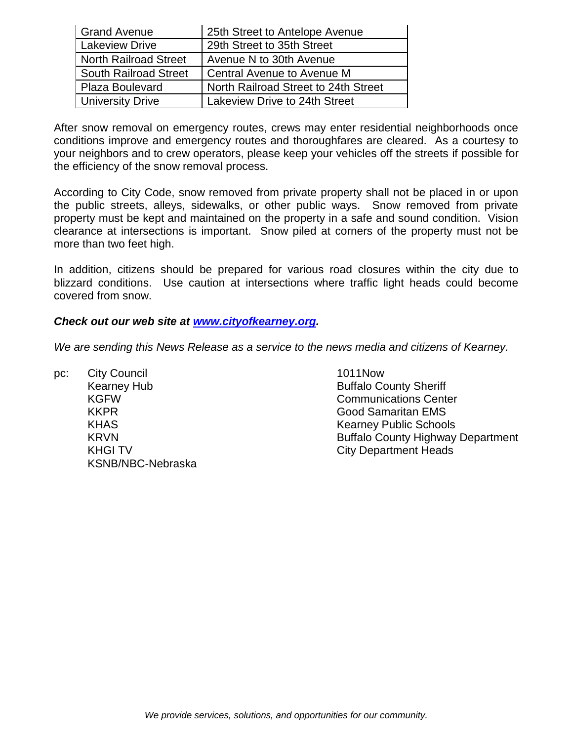| | |
|---|---|
| Grand Avenue | 25th Street to Antelope Avenue |
| Lakeview Drive | 29th Street to 35th Street |
| North Railroad Street | Avenue N to 30th Avenue |
| South Railroad Street | Central Avenue to Avenue M |
| Plaza Boulevard | North Railroad Street to 24th Street |
| University Drive | Lakeview Drive to 24th Street |

After snow removal on emergency routes, crews may enter residential neighborhoods once conditions improve and emergency routes and thoroughfares are cleared. As a courtesy to your neighbors and to crew operators, please keep your vehicles off the streets if possible for the efficiency of the snow removal process.

According to City Code, snow removed from private property shall not be placed in or upon the public streets, alleys, sidewalks, or other public ways. Snow removed from private property must be kept and maintained on the property in a safe and sound condition. Vision clearance at intersections is important. Snow piled at corners of the property must not be more than two feet high.

In addition, citizens should be prepared for various road closures within the city due to blizzard conditions. Use caution at intersections where traffic light heads could become covered from snow.

***Check out our web site at [www.cityofkearney.org](http://www.cityofkearney.org).***

*We are sending this News Release as a service to the news media and citizens of Kearney.*

pc:
City Council
Kearney Hub
KGFW
KKPR
KHAS
KRVN
KHGI TV
KSNB/NBC-Nebraska
1011Now
Buffalo County Sheriff
Communications Center
Good Samaritan EMS
Kearney Public Schools
Buffalo County Highway Department
City Department Heads

*We provide services, solutions, and opportunities for our community.*